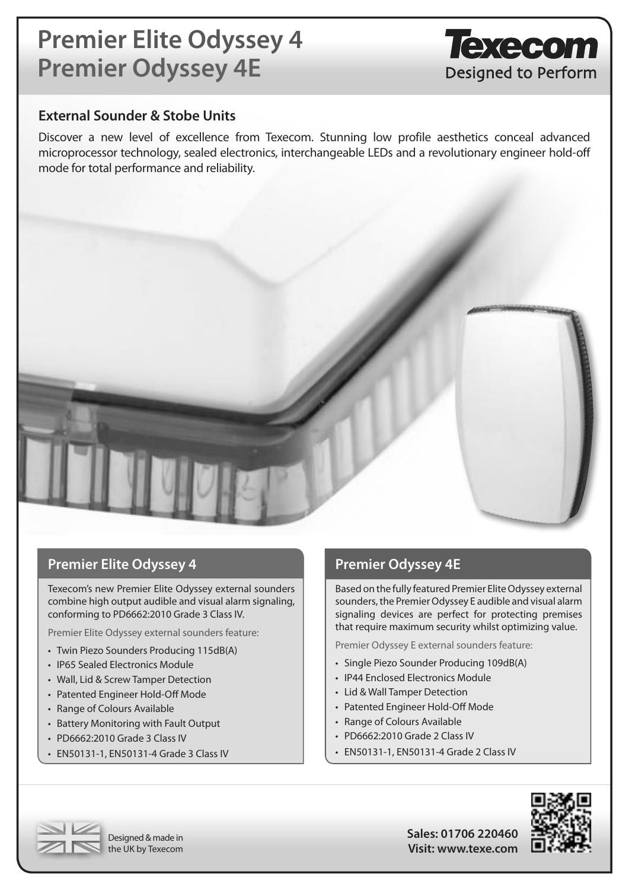# Premier Elite Odyssey 4
# Premier Odyssey 4E

**Texecom**
Designed to Perform

## External Sounder & Stobe Units

Discover a new level of excellence from Texecom. Stunning low profile aesthetics conceal advanced microprocessor technology, sealed electronics, interchangeable LEDs and a revolutionary engineer hold-off mode for total performance and reliability.

## Premier Elite Odyssey 4

Texecom's new Premier Elite Odyssey external sounders combine high output audible and visual alarm signaling, conforming to PD6662:2010 Grade 3 Class IV.

Premier Elite Odyssey external sounders feature:

- Twin Piezo Sounders Producing 115dB(A)
- IP65 Sealed Electronics Module
- Wall, Lid & Screw Tamper Detection
- Patented Engineer Hold-Off Mode
- Range of Colours Available
- Battery Monitoring with Fault Output
- PD6662:2010 Grade 3 Class IV
- EN50131-1, EN50131-4 Grade 3 Class IV

## Premier Odyssey 4E

Based on the fully featured Premier Elite Odyssey external sounders, the Premier Odyssey E audible and visual alarm signaling devices are perfect for protecting premises that require maximum security whilst optimizing value.

Premier Odyssey E external sounders feature:

- Single Piezo Sounder Producing 109dB(A)
- IP44 Enclosed Electronics Module
- Lid & Wall Tamper Detection
- Patented Engineer Hold-Off Mode
- Range of Colours Available
- PD6662:2010 Grade 2 Class IV
- EN50131-1, EN50131-4 Grade 2 Class IV

Designed & made in the UK by Texecom

**Sales: 01706 220460**
**Visit: www.texe.com**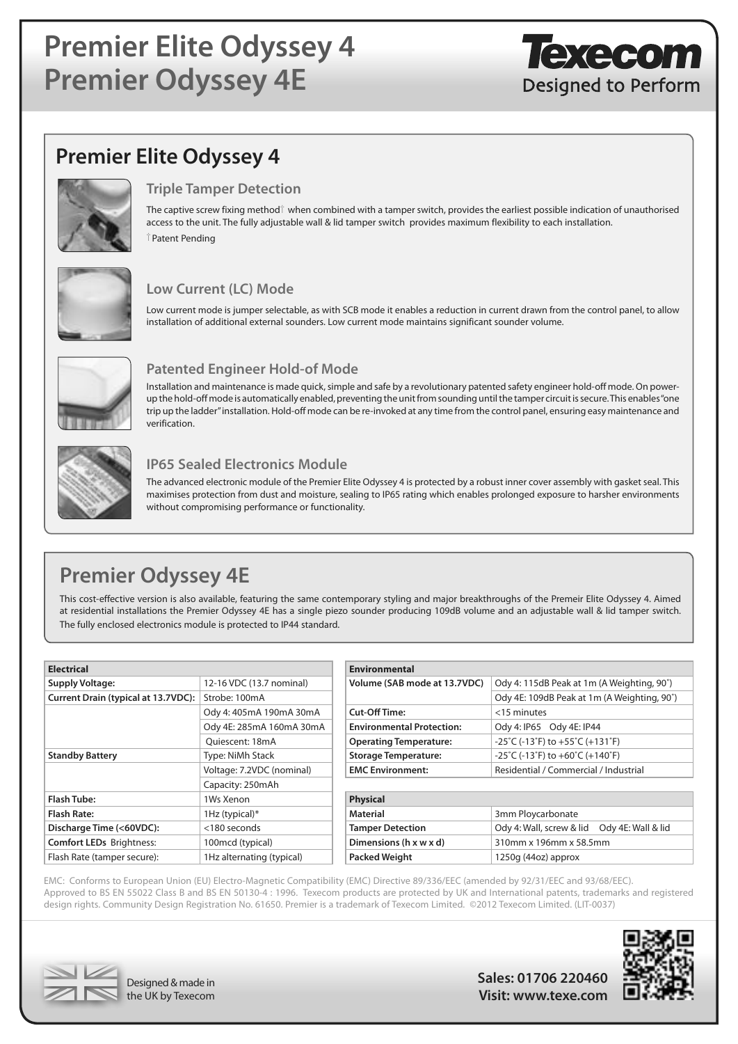# Premier Elite Odyssey 4
# Premier Odyssey 4E

**Texecom**
Designed to Perform

## Premier Elite Odyssey 4

### Triple Tamper Detection

The captive screw fixing method† when combined with a tamper switch, provides the earliest possible indication of unauthorised access to the unit. The fully adjustable wall & lid tamper switch provides maximum flexibility to each installation.

† Patent Pending

### Low Current (LC) Mode

Low current mode is jumper selectable, as with SCB mode it enables a reduction in current drawn from the control panel, to allow installation of additional external sounders. Low current mode maintains significant sounder volume.

### Patented Engineer Hold-of Mode

Installation and maintenance is made quick, simple and safe by a revolutionary patented safety engineer hold-off mode. On power-up the hold-off mode is automatically enabled, preventing the unit from sounding until the tamper circuit is secure. This enables "one trip up the ladder" installation. Hold-off mode can be re-invoked at any time from the control panel, ensuring easy maintenance and verification.

### IP65 Sealed Electronics Module

The advanced electronic module of the Premier Elite Odyssey 4 is protected by a robust inner cover assembly with gasket seal. This maximises protection from dust and moisture, sealing to IP65 rating which enables prolonged exposure to harsher environments without compromising performance or functionality.

## Premier Odyssey 4E

This cost-effective version is also available, featuring the same contemporary styling and major breakthroughs of the Premeir Elite Odyssey 4. Aimed at residential installations the Premier Odyssey 4E has a single piezo sounder producing 109dB volume and an adjustable wall & lid tamper switch. The fully enclosed electronics module is protected to IP44 standard.

| Electrical | |
|---|---|
| **Supply Voltage:** | 12-16 VDC (13.7 nominal) |
| **Current Drain (typical at 13.7VDC):** | Strobe: 100mA |
| | Ody 4: 405mA 190mA 30mA |
| | Ody 4E: 285mA 160mA 30mA |
| | Quiescent: 18mA |
| **Standby Battery** | Type: NiMh Stack |
| | Voltage: 7.2VDC (nominal) |
| | Capacity: 250mAh |
| **Flash Tube:** | 1Ws Xenon |
| **Flash Rate:** | 1Hz (typical)* |
| **Discharge Time (<60VDC):** | <180 seconds |
| **Comfort LEDs** Brightness: | 100mcd (typical) |
| Flash Rate (tamper secure): | 1Hz alternating (typical) |

| Environmental | |
|---|---|
| **Volume (SAB mode at 13.7VDC)** | Ody 4: 115dB Peak at 1m (A Weighting, 90˚) |
| | Ody 4E: 109dB Peak at 1m (A Weighting, 90˚) |
| **Cut-Off Time:** | <15 minutes |
| **Environmental Protection:** | Ody 4: IP65 Ody 4E: IP44 |
| **Operating Temperature:** | -25˚C (-13˚F) to +55˚C (+131˚F) |
| **Storage Temperature:** | -25˚C (-13˚F) to +60˚C (+140˚F) |
| **EMC Environment:** | Residential / Commercial / Industrial |

| Physical | |
|---|---|
| **Material** | 3mm Ploycarbonate |
| **Tamper Detection** | Ody 4: Wall, screw & lid Ody 4E: Wall & lid |
| **Dimensions (h x w x d)** | 310mm x 196mm x 58.5mm |
| **Packed Weight** | 1250g (44oz) approx |

EMC: Conforms to European Union (EU) Electro-Magnetic Compatibility (EMC) Directive 89/336/EEC (amended by 92/31/EEC and 93/68/EEC). Approved to BS EN 55022 Class B and BS EN 50130-4 : 1996. Texecom products are protected by UK and International patents, trademarks and registered design rights. Community Design Registration No. 61650. Premier is a trademark of Texecom Limited. ©2012 Texecom Limited. (LIT-0037)

Designed & made in the UK by Texecom

**Sales: 01706 220460**
**Visit: www.texe.com**